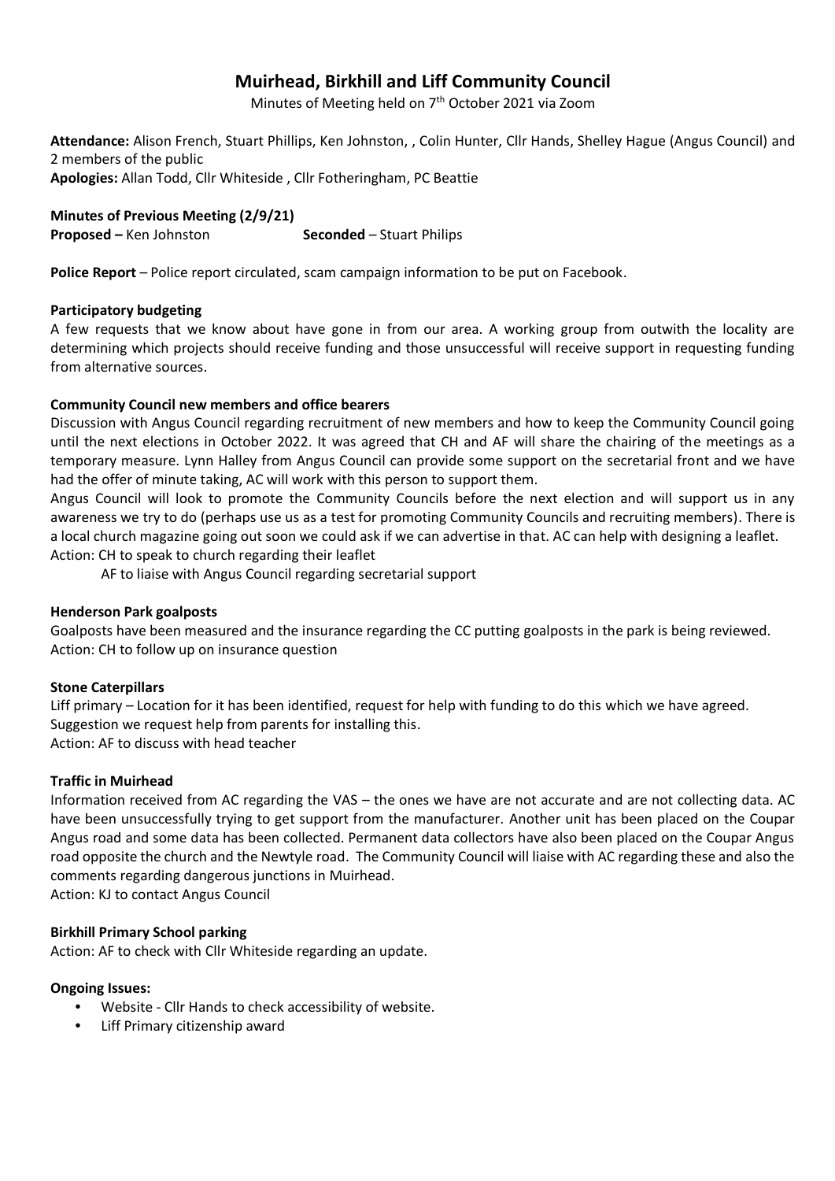# Muirhead, Birkhill and Liff Community Council

Minutes of Meeting held on 7th October 2021 via Zoom

**Attendance:** Alison French, Stuart Phillips, Ken Johnston, , Colin Hunter, Cllr Hands, Shelley Hague (Angus Council) and 2 members of the public

**Apologies:** Allan Todd, Cllr Whiteside , Cllr Fotheringham, PC Beattie

**Minutes of Previous Meeting (2/9/21)**

**Proposed –** Ken Johnston **Seconded** – Stuart Philips

**Police Report** – Police report circulated, scam campaign information to be put on Facebook.

**Participatory budgeting**

A few requests that we know about have gone in from our area. A working group from outwith the locality are determining which projects should receive funding and those unsuccessful will receive support in requesting funding from alternative sources.

**Community Council new members and office bearers**

Discussion with Angus Council regarding recruitment of new members and how to keep the Community Council going until the next elections in October 2022. It was agreed that CH and AF will share the chairing of the meetings as a temporary measure. Lynn Halley from Angus Council can provide some support on the secretarial front and we have had the offer of minute taking, AC will work with this person to support them.

Angus Council will look to promote the Community Councils before the next election and will support us in any awareness we try to do (perhaps use us as a test for promoting Community Councils and recruiting members). There is a local church magazine going out soon we could ask if we can advertise in that. AC can help with designing a leaflet.

Action: CH to speak to church regarding their leaflet

AF to liaise with Angus Council regarding secretarial support

**Henderson Park goalposts**

Goalposts have been measured and the insurance regarding the CC putting goalposts in the park is being reviewed.

Action: CH to follow up on insurance question

**Stone Caterpillars**

Liff primary – Location for it has been identified, request for help with funding to do this which we have agreed. Suggestion we request help from parents for installing this.

Action: AF to discuss with head teacher

**Traffic in Muirhead**

Information received from AC regarding the VAS – the ones we have are not accurate and are not collecting data. AC have been unsuccessfully trying to get support from the manufacturer. Another unit has been placed on the Coupar Angus road and some data has been collected. Permanent data collectors have also been placed on the Coupar Angus road opposite the church and the Newtyle road. The Community Council will liaise with AC regarding these and also the comments regarding dangerous junctions in Muirhead.

Action: KJ to contact Angus Council

**Birkhill Primary School parking**

Action: AF to check with Cllr Whiteside regarding an update.

**Ongoing Issues:**

- Website - Cllr Hands to check accessibility of website.
- Liff Primary citizenship award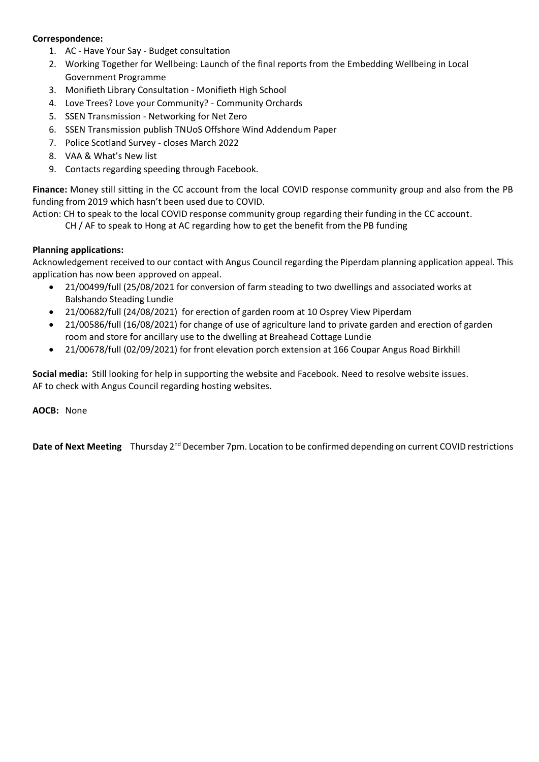**Correspondence:**

1. AC - Have Your Say - Budget consultation
2. Working Together for Wellbeing: Launch of the final reports from the Embedding Wellbeing in Local Government Programme
3. Monifieth Library Consultation - Monifieth High School
4. Love Trees? Love your Community? - Community Orchards
5. SSEN Transmission - Networking for Net Zero
6. SSEN Transmission publish TNUoS Offshore Wind Addendum Paper
7. Police Scotland Survey - closes March 2022
8. VAA & What's New list
9. Contacts regarding speeding through Facebook.

**Finance:** Money still sitting in the CC account from the local COVID response community group and also from the PB funding from 2019 which hasn't been used due to COVID.

Action: CH to speak to the local COVID response community group regarding their funding in the CC account.
CH / AF to speak to Hong at AC regarding how to get the benefit from the PB funding

**Planning applications:**

Acknowledgement received to our contact with Angus Council regarding the Piperdam planning application appeal. This application has now been approved on appeal.

- 21/00499/full (25/08/2021 for conversion of farm steading to two dwellings and associated works at Balshando Steading Lundie
- 21/00682/full (24/08/2021) for erection of garden room at 10 Osprey View Piperdam
- 21/00586/full (16/08/2021) for change of use of agriculture land to private garden and erection of garden room and store for ancillary use to the dwelling at Breahead Cottage Lundie
- 21/00678/full (02/09/2021) for front elevation porch extension at 166 Coupar Angus Road Birkhill

**Social media:** Still looking for help in supporting the website and Facebook. Need to resolve website issues. AF to check with Angus Council regarding hosting websites.

**AOCB:** None

**Date of Next Meeting** Thursday 2nd December 7pm. Location to be confirmed depending on current COVID restrictions